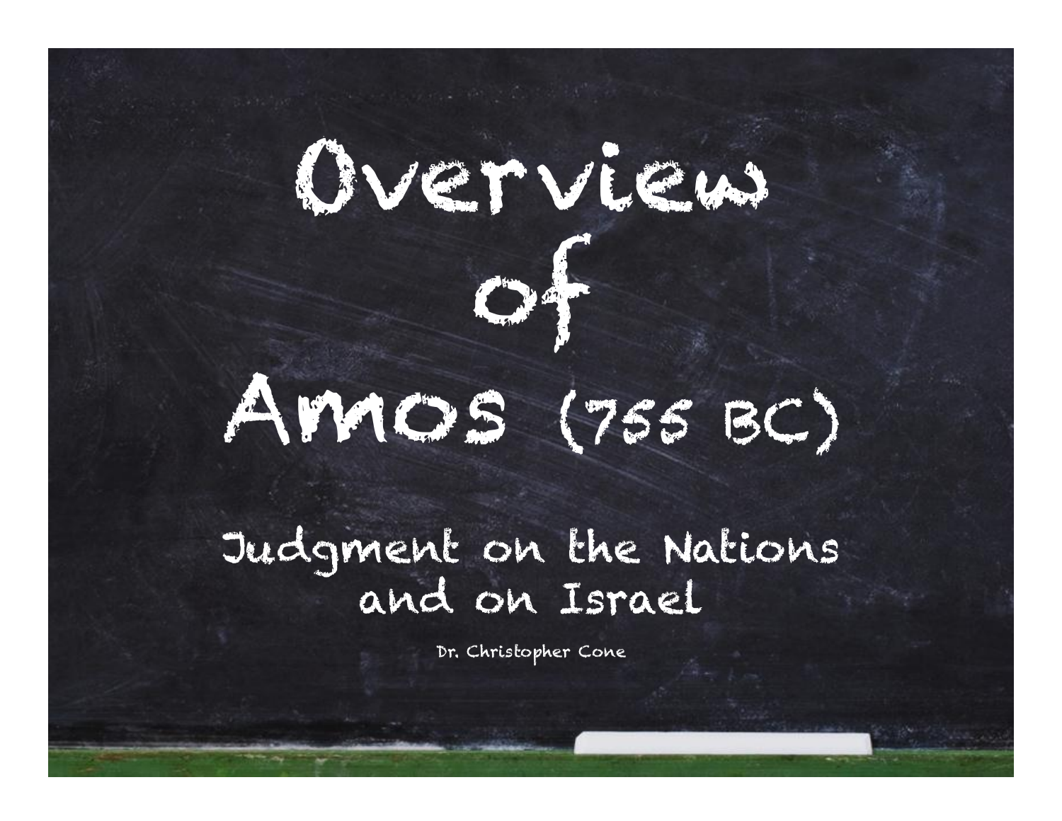# Overview of Amos (755 BC)

## Judgment on the Nations and on Israel

Dr. Christopher Cone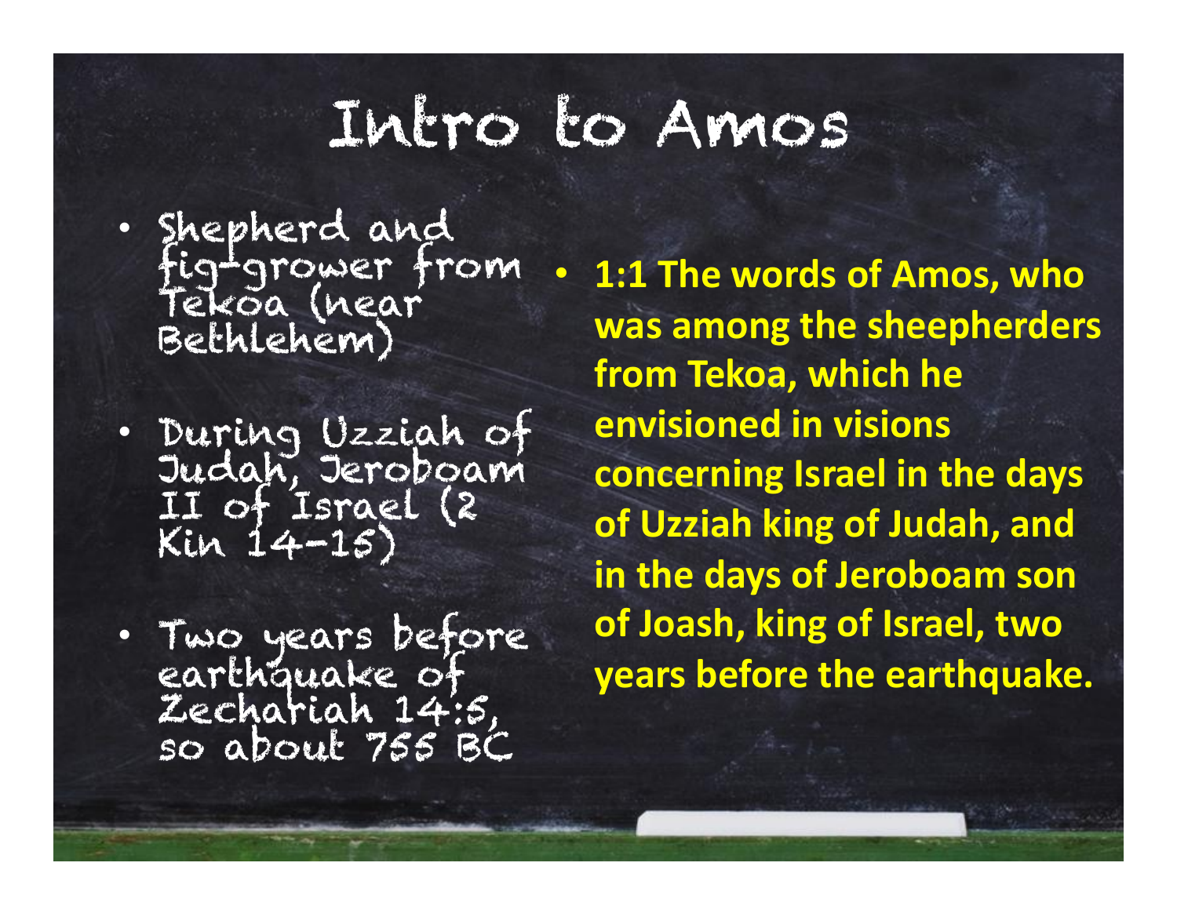# Intro to Amos

- Shepherd and fig-grower from Tekoa (near Bethlehem)
- During Uzziah of Judah, Jeroboam II of Israel (2 Kin 14-15)
- Two years before earthquake of Zechariah 14:5, so about 755 BC

- **1:1 The words of Amos, who was among the sheepherders from Tekoa, which he envisioned in visions concerning Israel in the days of Uzziah king of Judah, and in the days of Jeroboam son of Joash, king of Israel, two years before the earthquake.**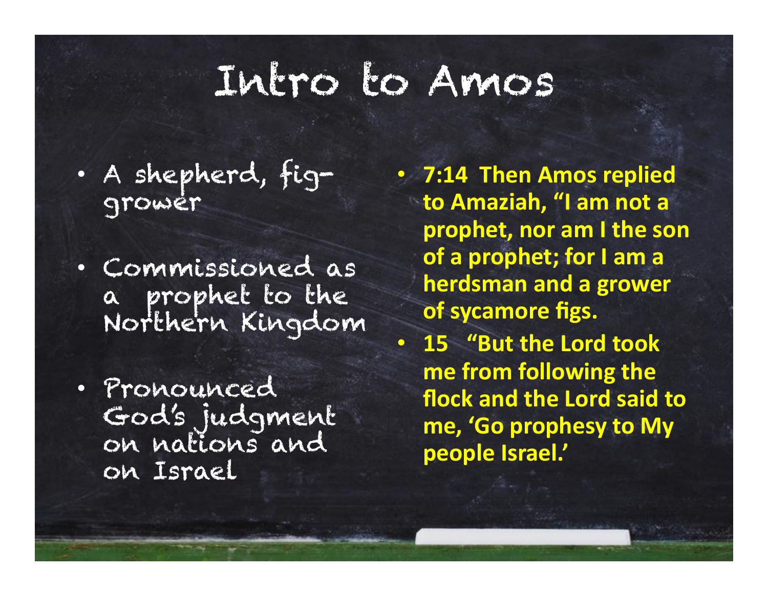# Intro to Amos

- A shepherd, fig-grower
- Commissioned as a prophet to the Northern Kingdom
- Pronounced God's judgment on nations and on Israel

- **7:14 Then Amos replied to Amaziah, "I am not a prophet, nor am I the son of a prophet; for I am a herdsman and a grower of sycamore figs.**
- **15 "But the Lord took me from following the flock and the Lord said to me, 'Go prophesy to My people Israel.'**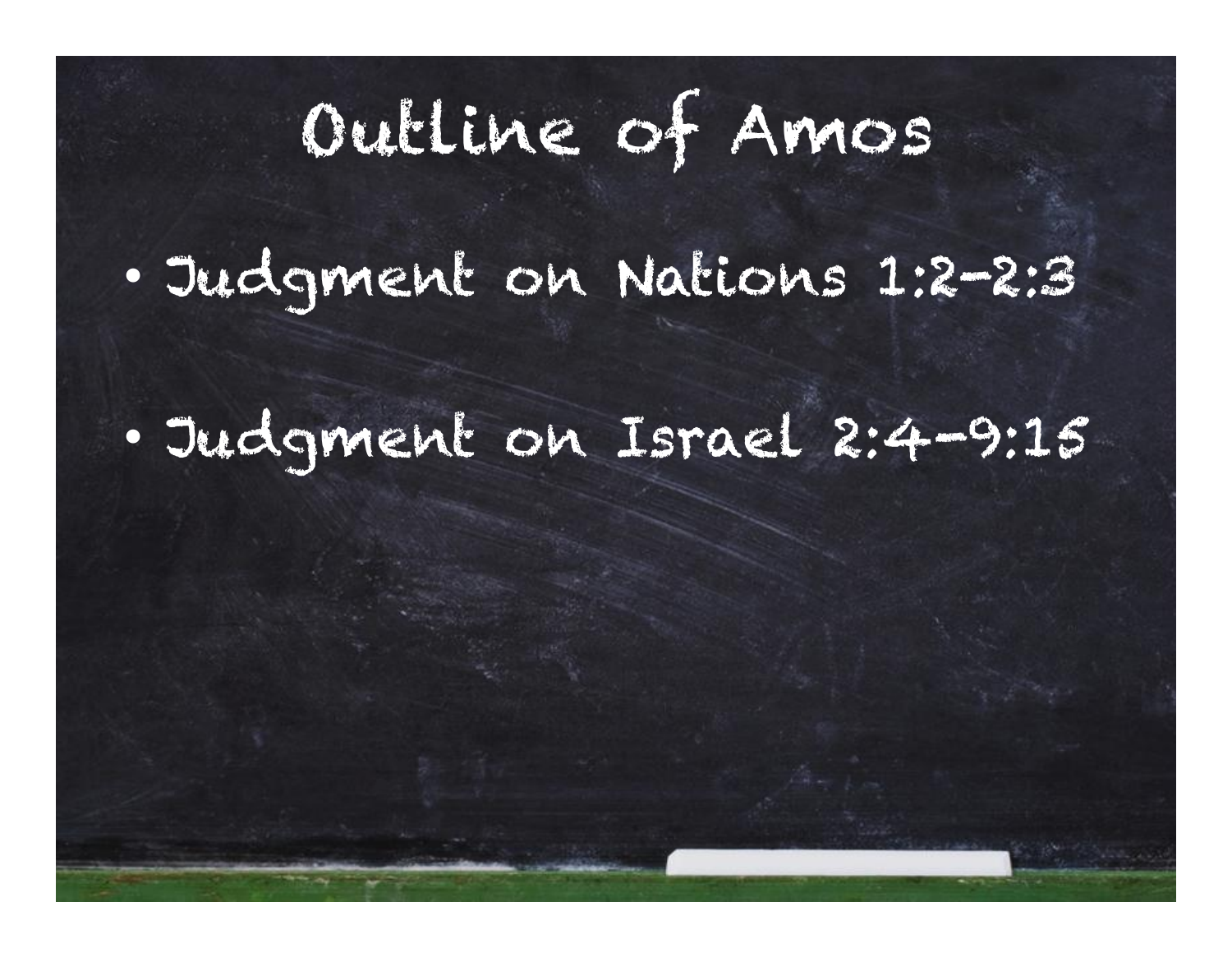# Outline of Amos

- Judgment on Nations 1:2–2:3
- Judgment on Israel 2:4–9:15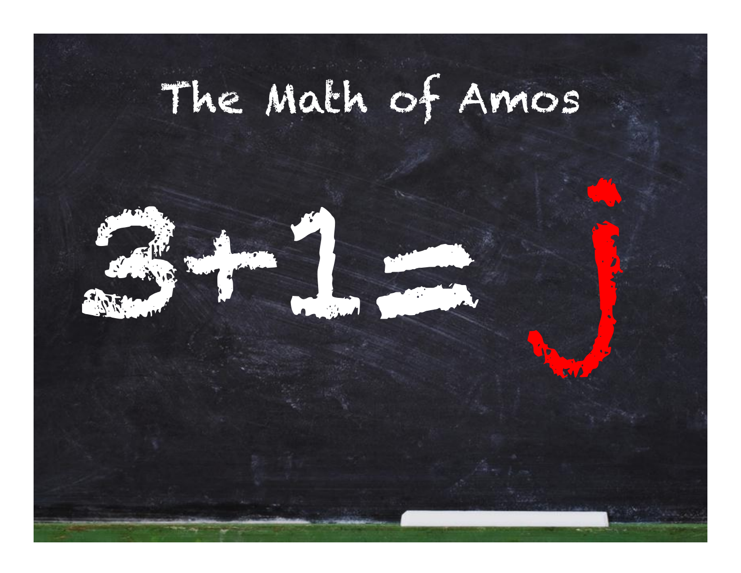# The Math of Amos

# 3+1=j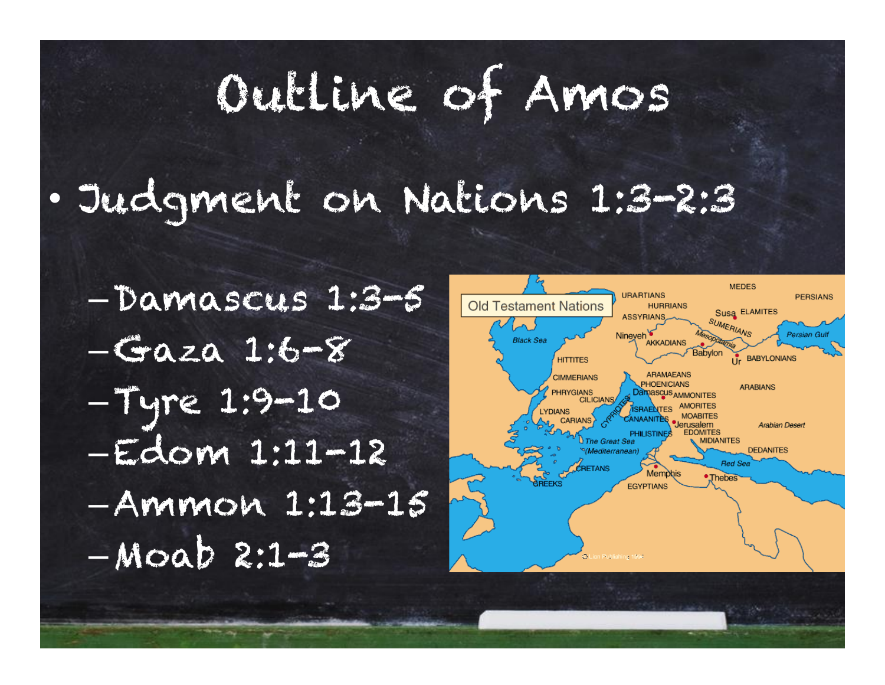# Outline of Amos

- Judgment on Nations 1:3-2:3
  - Damascus 1:3-5
  - Gaza 1:6-8
  - Tyre 1:9-10
  - Edom 1:11-12
  - Ammon 1:13-15
  - Moab 2:1-3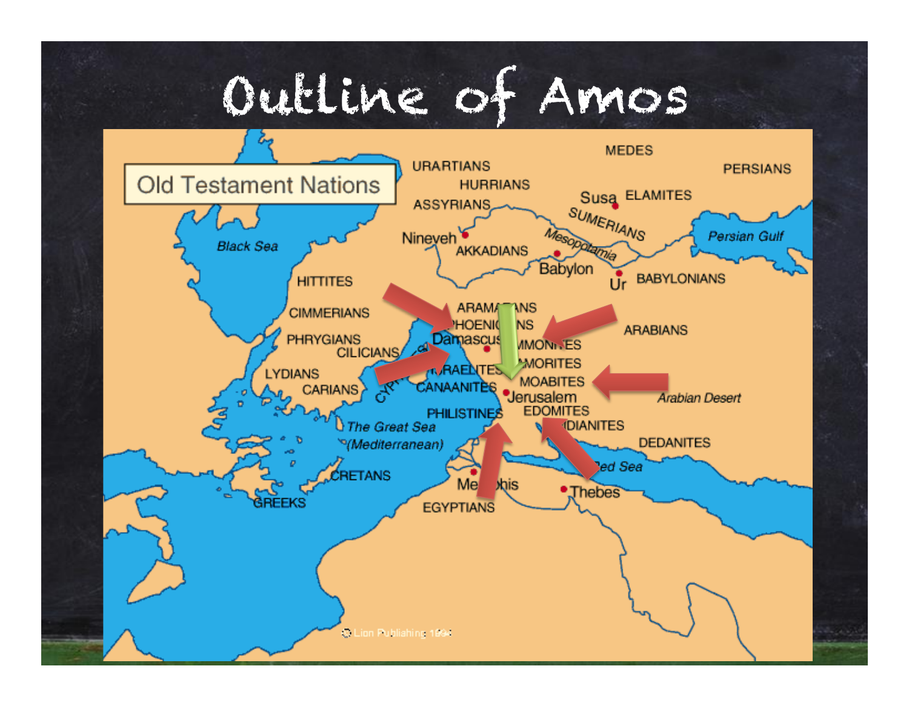# Outline of Amos

Old Testament Nations

URARTIANS

HURRIANS

ASSYRIANS

MEDES

PERSIANS

Susa ELAMITES

SUMERIANS

Mesopotamia

Nineveh

AKKADIANS

Babylon

Persian Gulf

Ur BABYLONIANS

Black Sea

HITTITES

CIMMERIANS

PHRYGIANS

CILICIANS

LYDIANS

CARIANS

ARAMAEANS

PHOENICIANS

Damascus

AMMONITES

AMORITES

ISRAELITES

CANAANITES

MOABITES

Jerusalem

EDOMITES

PHILISTINES

MIDIANITES

ARABIANS

Arabian Desert

DEDANITES

CYPRUS

The Great Sea (Mediterranean)

CRETANS

GREEKS

Memphis

EGYPTIANS

Red Sea

Thebes

© Lion Publishing 1994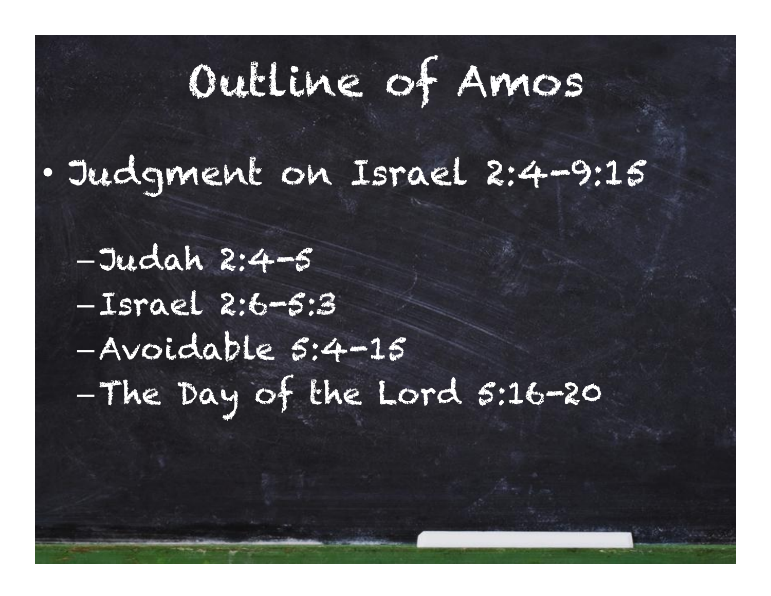# Outline of Amos

- Judgment on Israel 2:4-9:15
  - Judah 2:4-5
  - Israel 2:6-5:3
  - Avoidable 5:4-15
  - The Day of the Lord 5:16-20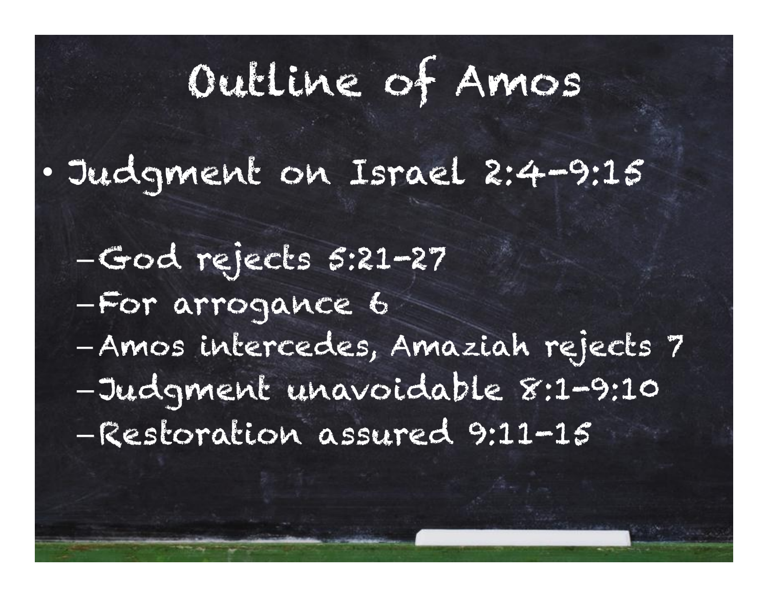# Outline of Amos

- Judgment on Israel 2:4–9:15
  - God rejects 5:21–27
  - For arrogance 6
  - Amos intercedes, Amaziah rejects 7
  - Judgment unavoidable 8:1–9:10
  - Restoration assured 9:11–15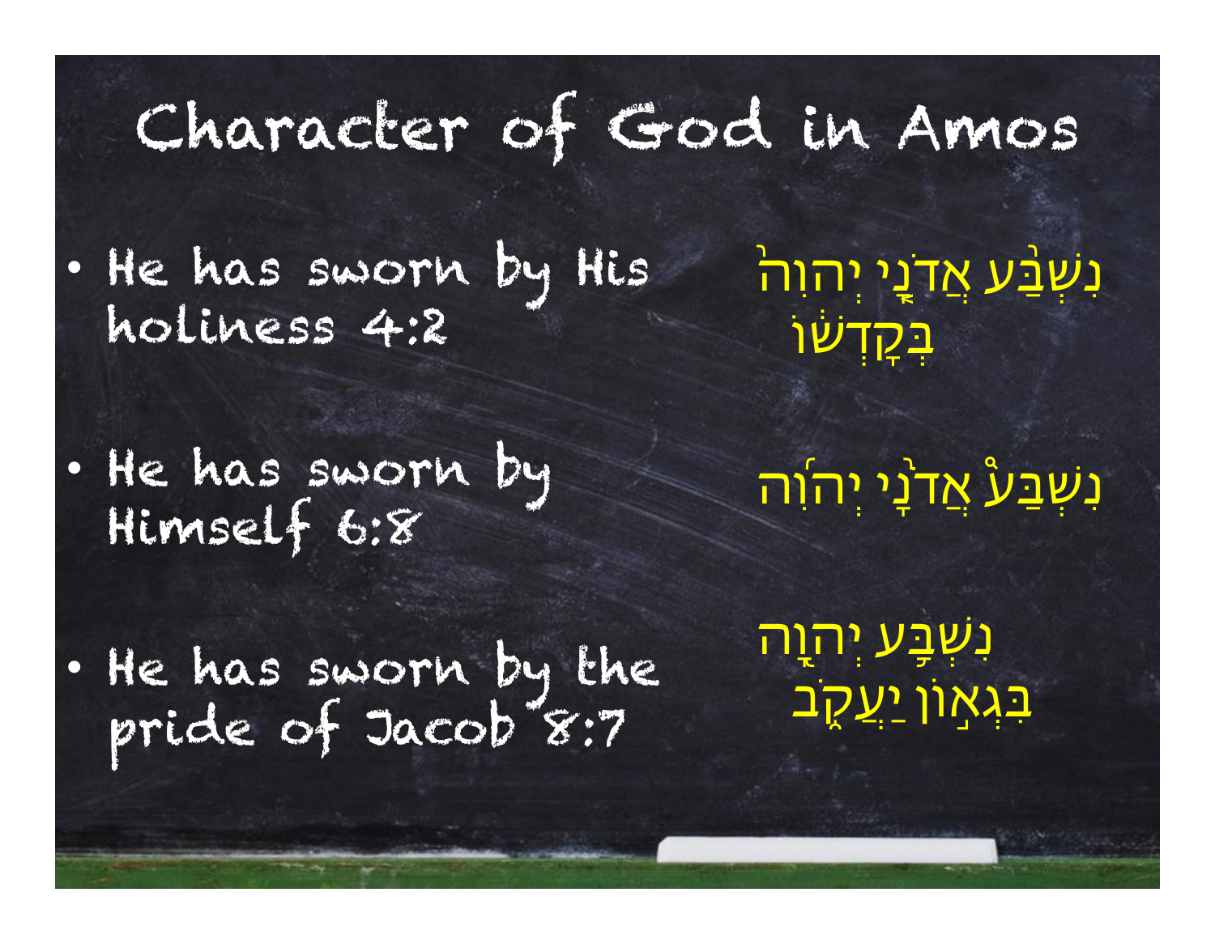# Character of God in Amos

- He has sworn by His holiness 4:2

נִשְׁבַּ֨ע אֲדֹנָ֤י יְהוִה֙ בְּקָדְשׁ֔וֹ

- He has sworn by Himself 6:8

נִשְׁבַּע֩ אֲדֹנָ֨י יְהוִ֜ה

- He has sworn by the pride of Jacob 8:7

נִשְׁבַּ֥ע יְהוָ֖ה בִּגְא֣וֹן יַעֲקֹ֑ב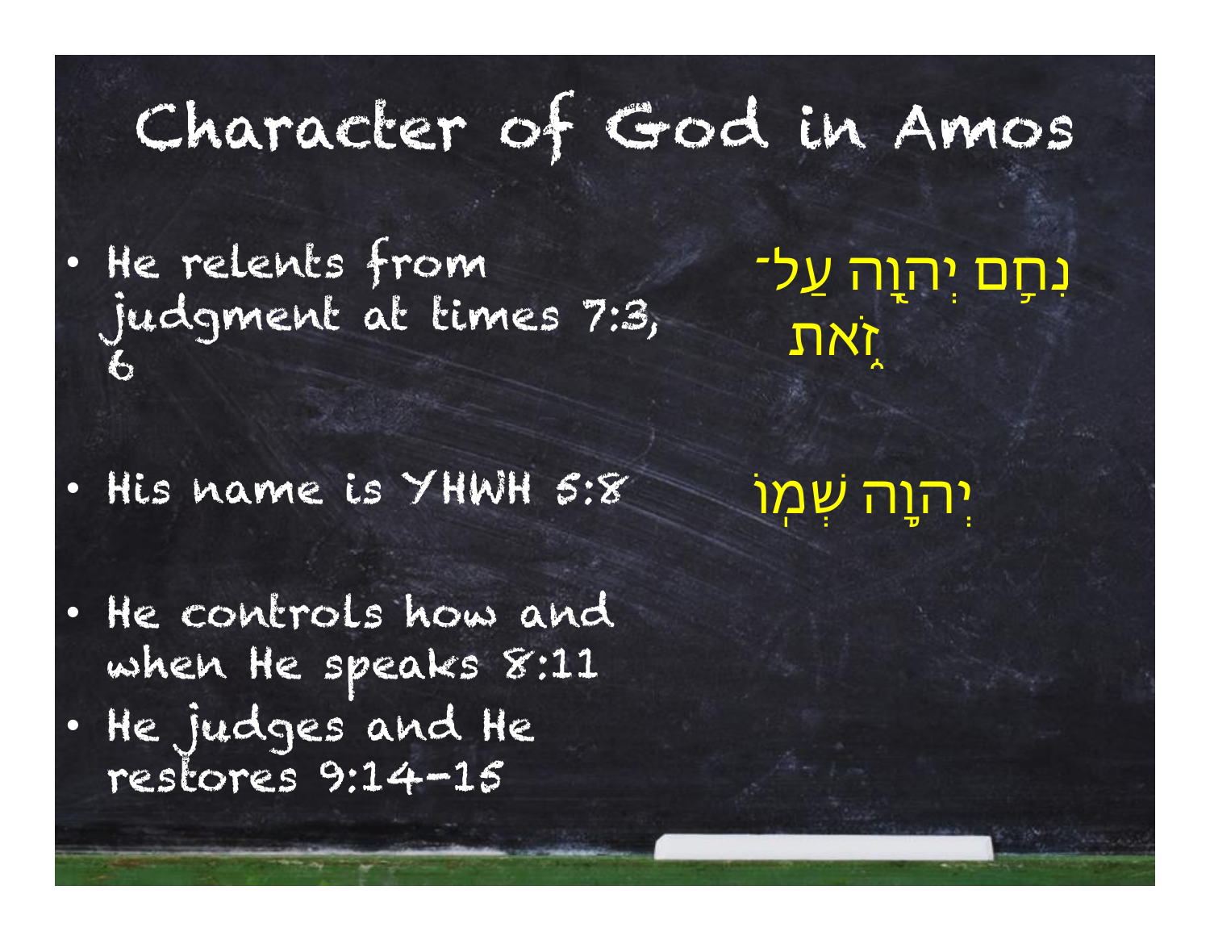# Character of God in Amos

- He relents from judgment at times 7:3, 6

נִחַ֥ם יְהוָ֖ה עַל־זֹ֑את

- His name is YHWH 5:8

יְהוָ֥ה שְׁמֽוֹ

- He controls how and when He speaks 8:11
- He judges and He restores 9:14-15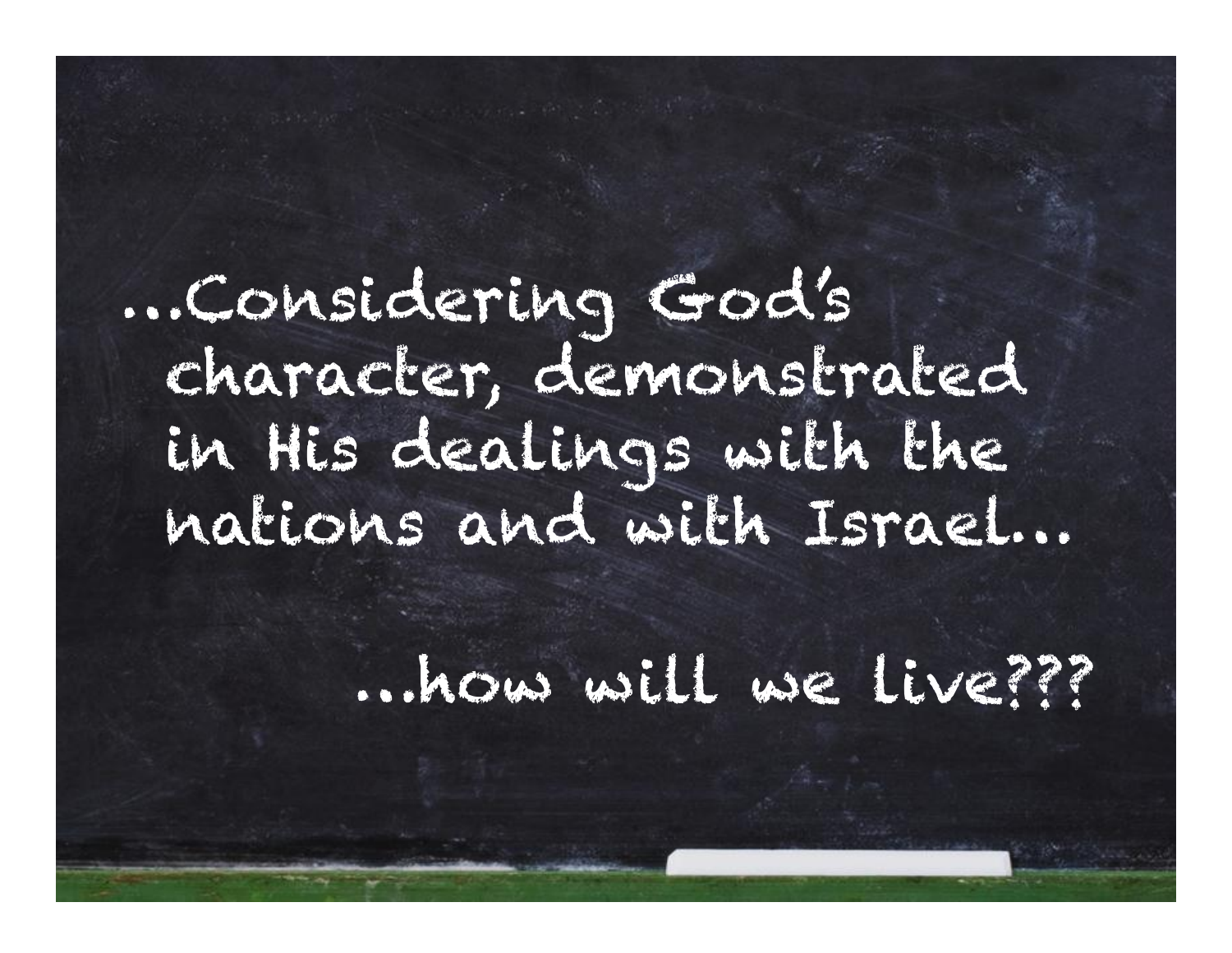...Considering God's character, demonstrated in His dealings with the nations and with Israel...

...how will we live???